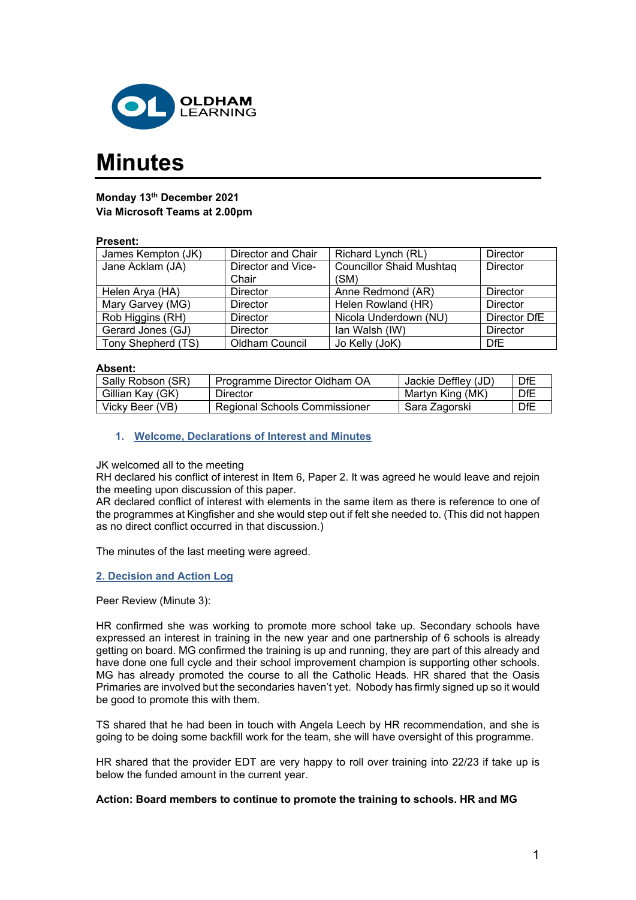OLDHAM LEARNING

# Minutes

**Monday 13th December 2021**
**Via Microsoft Teams at 2.00pm**

**Present:**

| | | | |
|---|---|---|---|
| James Kempton (JK) | Director and Chair | Richard Lynch (RL) | Director |
| Jane Acklam (JA) | Director and Vice-Chair | Councillor Shaid Mushtaq (SM) | Director |
| Helen Arya (HA) | Director | Anne Redmond (AR) | Director |
| Mary Garvey (MG) | Director | Helen Rowland (HR) | Director |
| Rob Higgins (RH) | Director | Nicola Underdown (NU) | Director DfE |
| Gerard Jones (GJ) | Director | Ian Walsh (IW) | Director |
| Tony Shepherd (TS) | Oldham Council | Jo Kelly (JoK) | DfE |

**Absent:**

| | | | |
|---|---|---|---|
| Sally Robson (SR) | Programme Director Oldham OA | Jackie Deffley (JD) | DfE |
| Gillian Kay (GK) | Director | Martyn King (MK) | DfE |
| Vicky Beer (VB) | Regional Schools Commissioner | Sara Zagorski | DfE |

## 1. Welcome, Declarations of Interest and Minutes

JK welcomed all to the meeting
RH declared his conflict of interest in Item 6, Paper 2. It was agreed he would leave and rejoin the meeting upon discussion of this paper.
AR declared conflict of interest with elements in the same item as there is reference to one of the programmes at Kingfisher and she would step out if felt she needed to. (This did not happen as no direct conflict occurred in that discussion.)

The minutes of the last meeting were agreed.

## 2. Decision and Action Log

Peer Review (Minute 3):

HR confirmed she was working to promote more school take up. Secondary schools have expressed an interest in training in the new year and one partnership of 6 schools is already getting on board. MG confirmed the training is up and running, they are part of this already and have done one full cycle and their school improvement champion is supporting other schools. MG has already promoted the course to all the Catholic Heads. HR shared that the Oasis Primaries are involved but the secondaries haven't yet. Nobody has firmly signed up so it would be good to promote this with them.

TS shared that he had been in touch with Angela Leech by HR recommendation, and she is going to be doing some backfill work for the team, she will have oversight of this programme.

HR shared that the provider EDT are very happy to roll over training into 22/23 if take up is below the funded amount in the current year.

**Action: Board members to continue to promote the training to schools. HR and MG**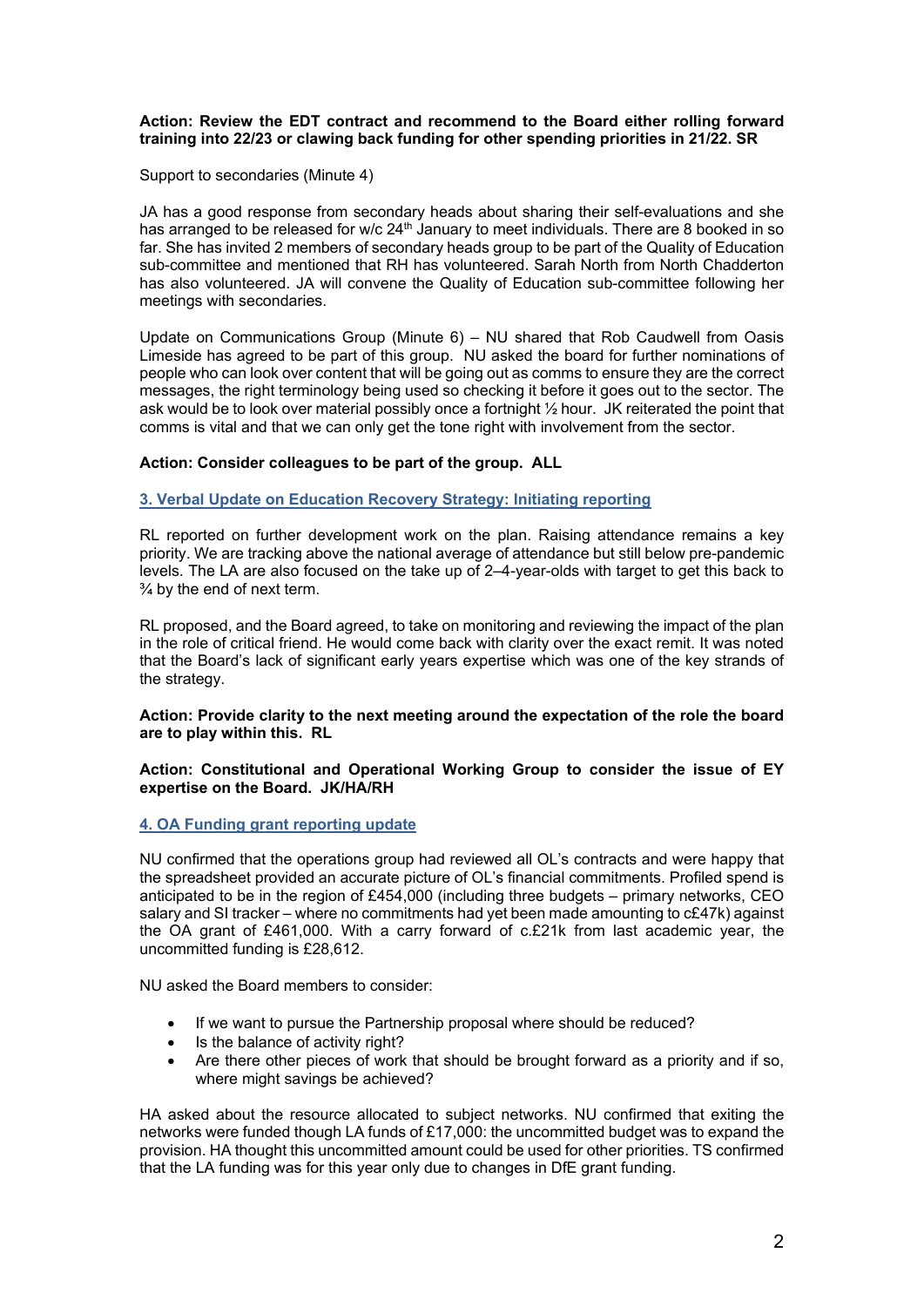**Action: Review the EDT contract and recommend to the Board either rolling forward training into 22/23 or clawing back funding for other spending priorities in 21/22. SR**

Support to secondaries (Minute 4)

JA has a good response from secondary heads about sharing their self-evaluations and she has arranged to be released for w/c 24th January to meet individuals. There are 8 booked in so far. She has invited 2 members of secondary heads group to be part of the Quality of Education sub-committee and mentioned that RH has volunteered. Sarah North from North Chadderton has also volunteered. JA will convene the Quality of Education sub-committee following her meetings with secondaries.

Update on Communications Group (Minute 6) – NU shared that Rob Caudwell from Oasis Limeside has agreed to be part of this group. NU asked the board for further nominations of people who can look over content that will be going out as comms to ensure they are the correct messages, the right terminology being used so checking it before it goes out to the sector. The ask would be to look over material possibly once a fortnight ½ hour. JK reiterated the point that comms is vital and that we can only get the tone right with involvement from the sector.

**Action: Consider colleagues to be part of the group. ALL**

## 3. Verbal Update on Education Recovery Strategy: Initiating reporting

RL reported on further development work on the plan. Raising attendance remains a key priority. We are tracking above the national average of attendance but still below pre-pandemic levels. The LA are also focused on the take up of 2–4-year-olds with target to get this back to ¾ by the end of next term.

RL proposed, and the Board agreed, to take on monitoring and reviewing the impact of the plan in the role of critical friend. He would come back with clarity over the exact remit. It was noted that the Board's lack of significant early years expertise which was one of the key strands of the strategy.

**Action: Provide clarity to the next meeting around the expectation of the role the board are to play within this. RL**

**Action: Constitutional and Operational Working Group to consider the issue of EY expertise on the Board. JK/HA/RH**

## 4. OA Funding grant reporting update

NU confirmed that the operations group had reviewed all OL's contracts and were happy that the spreadsheet provided an accurate picture of OL's financial commitments. Profiled spend is anticipated to be in the region of £454,000 (including three budgets – primary networks, CEO salary and SI tracker – where no commitments had yet been made amounting to c£47k) against the OA grant of £461,000. With a carry forward of c.£21k from last academic year, the uncommitted funding is £28,612.

NU asked the Board members to consider:

- If we want to pursue the Partnership proposal where should be reduced?
- Is the balance of activity right?
- Are there other pieces of work that should be brought forward as a priority and if so, where might savings be achieved?

HA asked about the resource allocated to subject networks. NU confirmed that exiting the networks were funded though LA funds of £17,000: the uncommitted budget was to expand the provision. HA thought this uncommitted amount could be used for other priorities. TS confirmed that the LA funding was for this year only due to changes in DfE grant funding.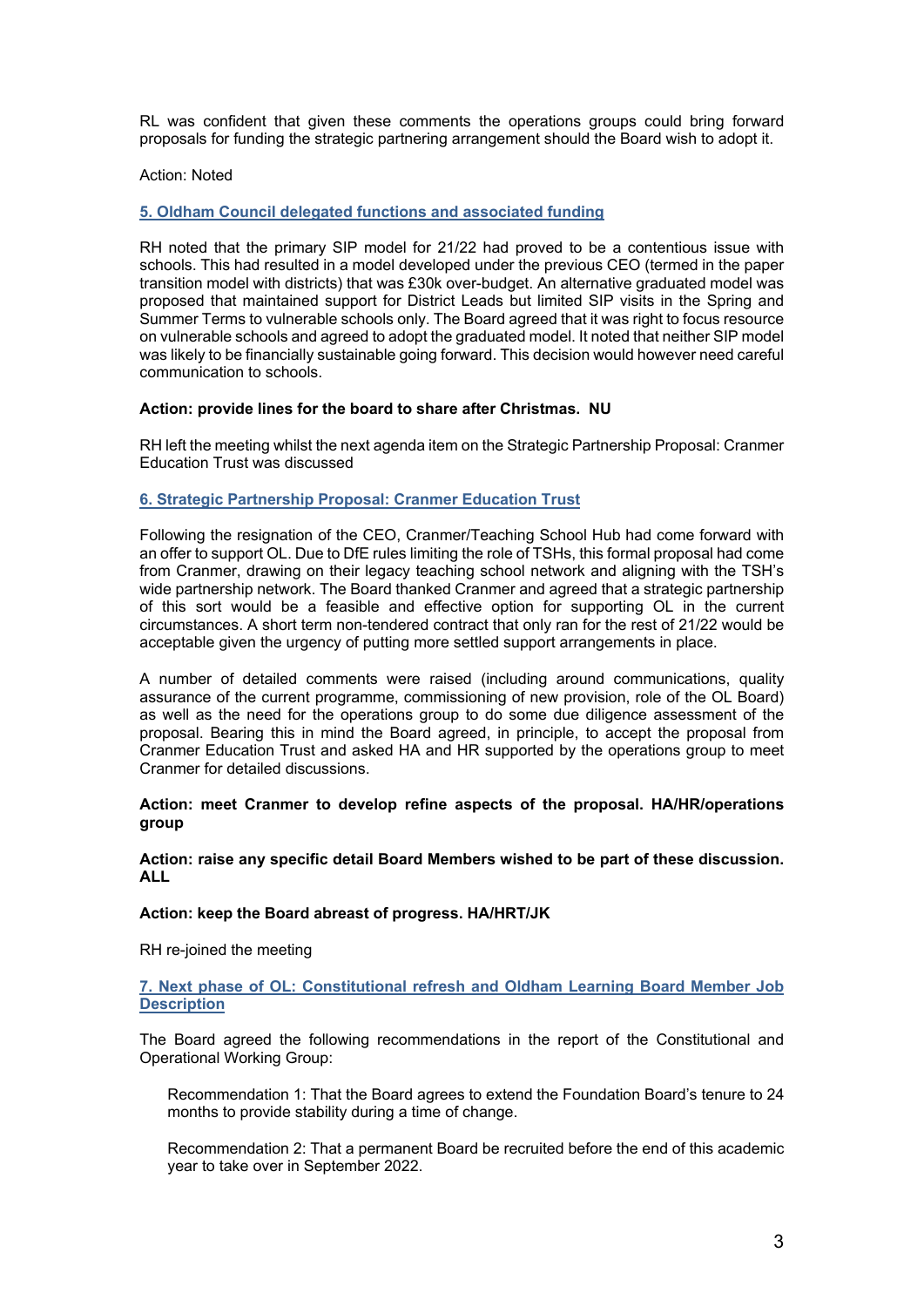RL was confident that given these comments the operations groups could bring forward proposals for funding the strategic partnering arrangement should the Board wish to adopt it.

Action: Noted

## 5. Oldham Council delegated functions and associated funding

RH noted that the primary SIP model for 21/22 had proved to be a contentious issue with schools. This had resulted in a model developed under the previous CEO (termed in the paper transition model with districts) that was £30k over-budget. An alternative graduated model was proposed that maintained support for District Leads but limited SIP visits in the Spring and Summer Terms to vulnerable schools only. The Board agreed that it was right to focus resource on vulnerable schools and agreed to adopt the graduated model. It noted that neither SIP model was likely to be financially sustainable going forward. This decision would however need careful communication to schools.

**Action: provide lines for the board to share after Christmas. NU**

RH left the meeting whilst the next agenda item on the Strategic Partnership Proposal: Cranmer Education Trust was discussed

## 6. Strategic Partnership Proposal: Cranmer Education Trust

Following the resignation of the CEO, Cranmer/Teaching School Hub had come forward with an offer to support OL. Due to DfE rules limiting the role of TSHs, this formal proposal had come from Cranmer, drawing on their legacy teaching school network and aligning with the TSH's wide partnership network. The Board thanked Cranmer and agreed that a strategic partnership of this sort would be a feasible and effective option for supporting OL in the current circumstances. A short term non-tendered contract that only ran for the rest of 21/22 would be acceptable given the urgency of putting more settled support arrangements in place.

A number of detailed comments were raised (including around communications, quality assurance of the current programme, commissioning of new provision, role of the OL Board) as well as the need for the operations group to do some due diligence assessment of the proposal. Bearing this in mind the Board agreed, in principle, to accept the proposal from Cranmer Education Trust and asked HA and HR supported by the operations group to meet Cranmer for detailed discussions.

**Action: meet Cranmer to develop refine aspects of the proposal. HA/HR/operations group**

**Action: raise any specific detail Board Members wished to be part of these discussion. ALL**

**Action: keep the Board abreast of progress. HA/HRT/JK**

RH re-joined the meeting

## 7. Next phase of OL: Constitutional refresh and Oldham Learning Board Member Job Description

The Board agreed the following recommendations in the report of the Constitutional and Operational Working Group:

> Recommendation 1: That the Board agrees to extend the Foundation Board's tenure to 24 months to provide stability during a time of change.
>
> Recommendation 2: That a permanent Board be recruited before the end of this academic year to take over in September 2022.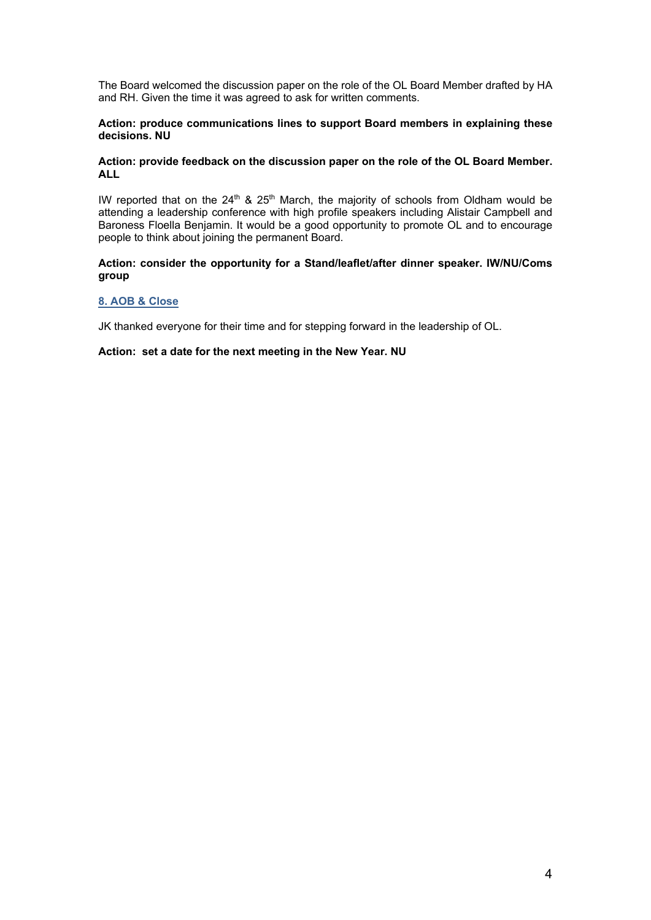The Board welcomed the discussion paper on the role of the OL Board Member drafted by HA and RH. Given the time it was agreed to ask for written comments.

**Action: produce communications lines to support Board members in explaining these decisions. NU**

**Action: provide feedback on the discussion paper on the role of the OL Board Member. ALL**

IW reported that on the 24th & 25th March, the majority of schools from Oldham would be attending a leadership conference with high profile speakers including Alistair Campbell and Baroness Floella Benjamin. It would be a good opportunity to promote OL and to encourage people to think about joining the permanent Board.

**Action: consider the opportunity for a Stand/leaflet/after dinner speaker. IW/NU/Coms group**

## 8. AOB & Close

JK thanked everyone for their time and for stepping forward in the leadership of OL.

**Action: set a date for the next meeting in the New Year. NU**